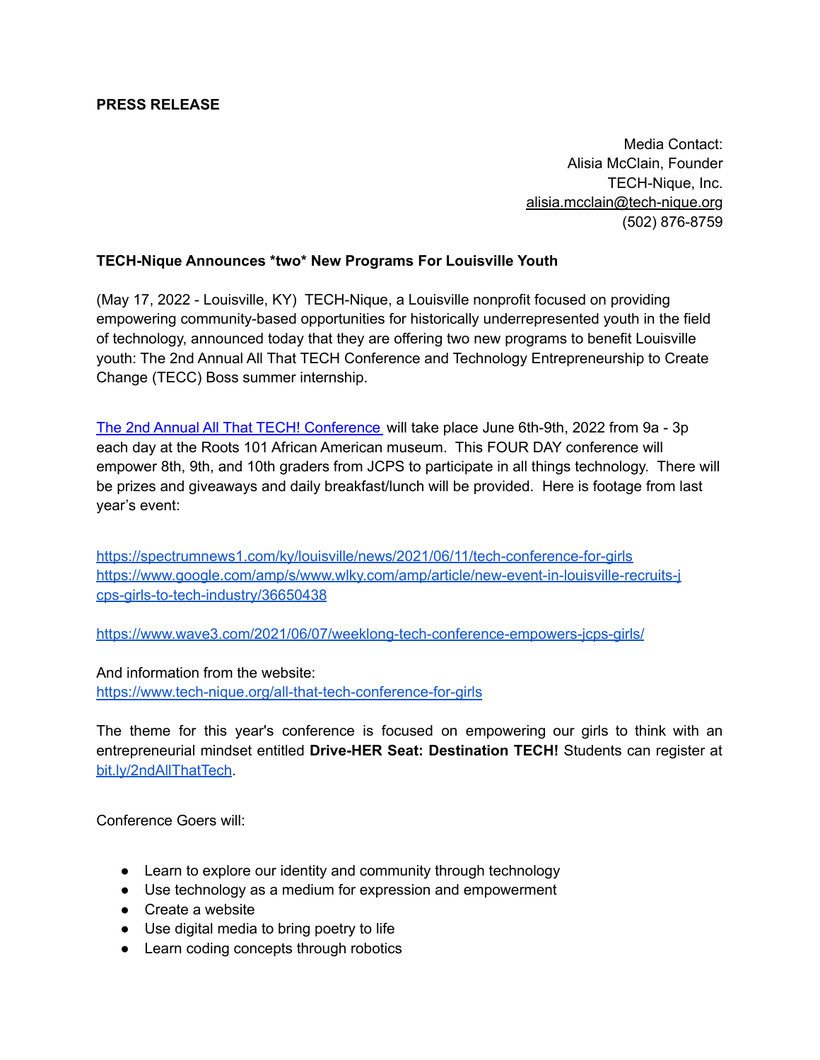**PRESS RELEASE**

Media Contact:
Alisia McClain, Founder
TECH-Nique, Inc.
alisia.mcclain@tech-nique.org
(502) 876-8759

**TECH-Nique Announces *two* New Programs For Louisville Youth**

(May 17, 2022 - Louisville, KY) TECH-Nique, a Louisville nonprofit focused on providing empowering community-based opportunities for historically underrepresented youth in the field of technology, announced today that they are offering two new programs to benefit Louisville youth: The 2nd Annual All That TECH Conference and Technology Entrepreneurship to Create Change (TECC) Boss summer internship.

The 2nd Annual All That TECH! Conference will take place June 6th-9th, 2022 from 9a - 3p each day at the Roots 101 African American museum. This FOUR DAY conference will empower 8th, 9th, and 10th graders from JCPS to participate in all things technology. There will be prizes and giveaways and daily breakfast/lunch will be provided. Here is footage from last year's event:

https://spectrumnews1.com/ky/louisville/news/2021/06/11/tech-conference-for-girls
https://www.google.com/amp/s/www.wlky.com/amp/article/new-event-in-louisville-recruits-jcps-girls-to-tech-industry/36650438

https://www.wave3.com/2021/06/07/weeklong-tech-conference-empowers-jcps-girls/

And information from the website:
https://www.tech-nique.org/all-that-tech-conference-for-girls

The theme for this year's conference is focused on empowering our girls to think with an entrepreneurial mindset entitled **Drive-HER Seat: Destination TECH!** Students can register at bit.ly/2ndAllThatTech.

Conference Goers will:

- Learn to explore our identity and community through technology
- Use technology as a medium for expression and empowerment
- Create a website
- Use digital media to bring poetry to life
- Learn coding concepts through robotics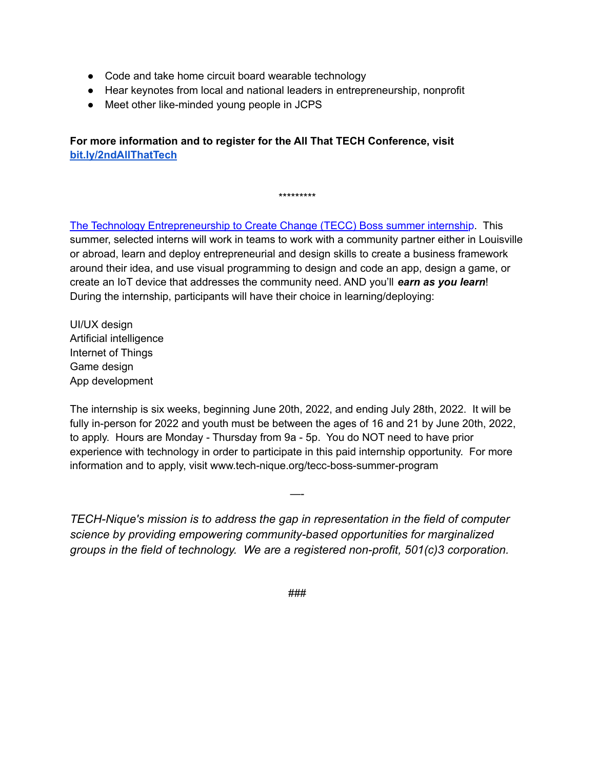- Code and take home circuit board wearable technology
- Hear keynotes from local and national leaders in entrepreneurship, nonprofit
- Meet other like-minded young people in JCPS

**For more information and to register for the All That TECH Conference, visit [bit.ly/2ndAllThatTech](bit.ly/2ndAllThatTech)**

*********

[The Technology Entrepreneurship to Create Change (TECC) Boss summer internship](). This summer, selected interns will work in teams to work with a community partner either in Louisville or abroad, learn and deploy entrepreneurial and design skills to create a business framework around their idea, and use visual programming to design and code an app, design a game, or create an IoT device that addresses the community need. AND you'll ***earn as you learn***! During the internship, participants will have their choice in learning/deploying:

UI/UX design
Artificial intelligence
Internet of Things
Game design
App development

The internship is six weeks, beginning June 20th, 2022, and ending July 28th, 2022. It will be fully in-person for 2022 and youth must be between the ages of 16 and 21 by June 20th, 2022, to apply. Hours are Monday - Thursday from 9a - 5p. You do NOT need to have prior experience with technology in order to participate in this paid internship opportunity. For more information and to apply, visit www.tech-nique.org/tecc-boss-summer-program

—-

*TECH-Nique's mission is to address the gap in representation in the field of computer science by providing empowering community-based opportunities for marginalized groups in the field of technology. We are a registered non-profit, 501(c)3 corporation.*

###